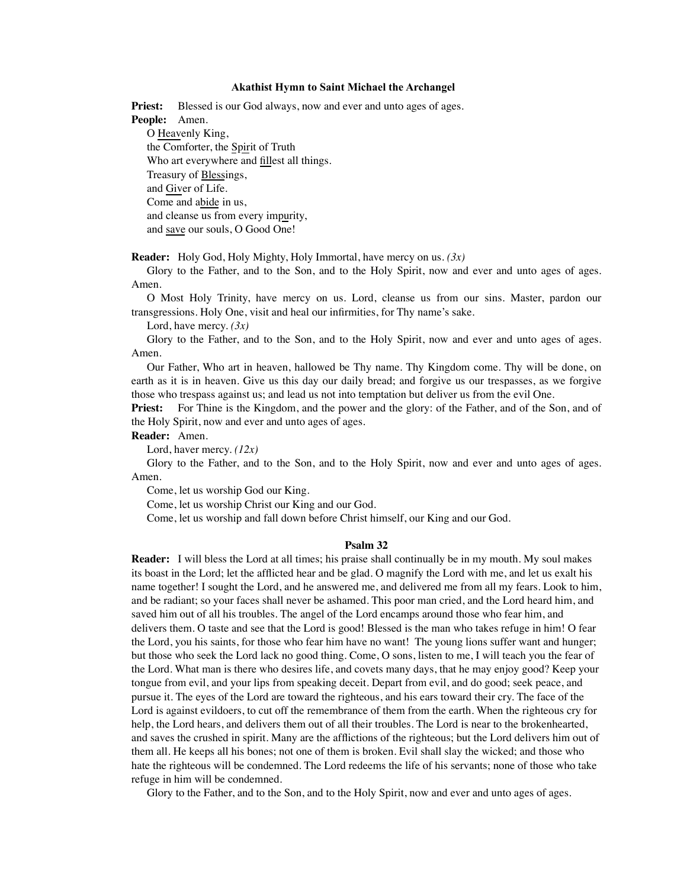### Akathist Hymn to Saint Michael the Archangel

**Priest:** Blessed is our God always, now and ever and unto ages of ages.

**People:** Amen.

O Heavenly King,
the Comforter, the Spirit of Truth
Who art everywhere and fillest all things.
Treasury of Blessings,
and Giver of Life.
Come and abide in us,
and cleanse us from every impurity,
and save our souls, O Good One!

**Reader:** Holy God, Holy Mighty, Holy Immortal, have mercy on us. *(3x)*

Glory to the Father, and to the Son, and to the Holy Spirit, now and ever and unto ages of ages. Amen.

O Most Holy Trinity, have mercy on us. Lord, cleanse us from our sins. Master, pardon our transgressions. Holy One, visit and heal our infirmities, for Thy name's sake.

Lord, have mercy. *(3x)*

Glory to the Father, and to the Son, and to the Holy Spirit, now and ever and unto ages of ages. Amen.

Our Father, Who art in heaven, hallowed be Thy name. Thy Kingdom come. Thy will be done, on earth as it is in heaven. Give us this day our daily bread; and forgive us our trespasses, as we forgive those who trespass against us; and lead us not into temptation but deliver us from the evil One.

**Priest:** For Thine is the Kingdom, and the power and the glory: of the Father, and of the Son, and of the Holy Spirit, now and ever and unto ages of ages.

**Reader:** Amen.

Lord, haver mercy. *(12x)*

Glory to the Father, and to the Son, and to the Holy Spirit, now and ever and unto ages of ages. Amen.

Come, let us worship God our King.

Come, let us worship Christ our King and our God.

Come, let us worship and fall down before Christ himself, our King and our God.

### Psalm 32

**Reader:** I will bless the Lord at all times; his praise shall continually be in my mouth. My soul makes its boast in the Lord; let the afflicted hear and be glad. O magnify the Lord with me, and let us exalt his name together! I sought the Lord, and he answered me, and delivered me from all my fears. Look to him, and be radiant; so your faces shall never be ashamed. This poor man cried, and the Lord heard him, and saved him out of all his troubles. The angel of the Lord encamps around those who fear him, and delivers them. O taste and see that the Lord is good! Blessed is the man who takes refuge in him! O fear the Lord, you his saints, for those who fear him have no want! The young lions suffer want and hunger; but those who seek the Lord lack no good thing. Come, O sons, listen to me, I will teach you the fear of the Lord. What man is there who desires life, and covets many days, that he may enjoy good? Keep your tongue from evil, and your lips from speaking deceit. Depart from evil, and do good; seek peace, and pursue it. The eyes of the Lord are toward the righteous, and his ears toward their cry. The face of the Lord is against evildoers, to cut off the remembrance of them from the earth. When the righteous cry for help, the Lord hears, and delivers them out of all their troubles. The Lord is near to the brokenhearted, and saves the crushed in spirit. Many are the afflictions of the righteous; but the Lord delivers him out of them all. He keeps all his bones; not one of them is broken. Evil shall slay the wicked; and those who hate the righteous will be condemned. The Lord redeems the life of his servants; none of those who take refuge in him will be condemned.

Glory to the Father, and to the Son, and to the Holy Spirit, now and ever and unto ages of ages.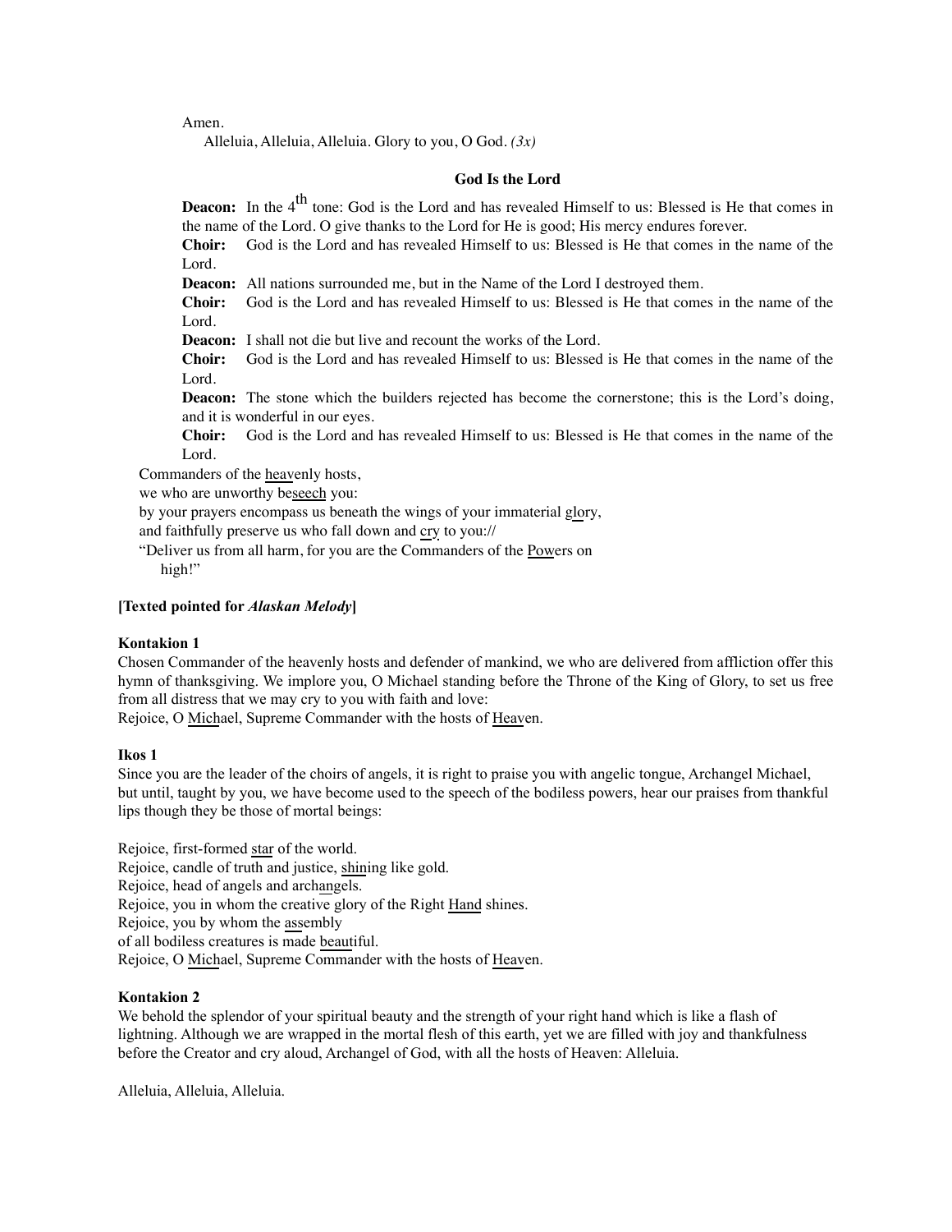Amen.

Alleluia, Alleluia, Alleluia. Glory to you, O God. *(3x)*

### God Is the Lord

**Deacon:** In the 4th tone: God is the Lord and has revealed Himself to us: Blessed is He that comes in the name of the Lord. O give thanks to the Lord for He is good; His mercy endures forever.

**Choir:** God is the Lord and has revealed Himself to us: Blessed is He that comes in the name of the Lord.

**Deacon:** All nations surrounded me, but in the Name of the Lord I destroyed them.

**Choir:** God is the Lord and has revealed Himself to us: Blessed is He that comes in the name of the Lord.

**Deacon:** I shall not die but live and recount the works of the Lord.

**Choir:** God is the Lord and has revealed Himself to us: Blessed is He that comes in the name of the Lord.

**Deacon:** The stone which the builders rejected has become the cornerstone; this is the Lord's doing, and it is wonderful in our eyes.

**Choir:** God is the Lord and has revealed Himself to us: Blessed is He that comes in the name of the Lord.

Commanders of the <u>heav</u>enly hosts,
we who are unworthy be<u>seech</u> you:
by your prayers encompass us beneath the wings of your immaterial <u>glo</u>ry,
and faithfully preserve us who fall down and <u>cry</u> to you://
"Deliver us from all harm, for you are the Commanders of the <u>Pow</u>ers on high!"

**[Texted pointed for *Alaskan Melody*]**

**Kontakion 1**

Chosen Commander of the heavenly hosts and defender of mankind, we who are delivered from affliction offer this hymn of thanksgiving. We implore you, O Michael standing before the Throne of the King of Glory, to set us free from all distress that we may cry to you with faith and love:
Rejoice, O <u>Mich</u>ael, Supreme Commander with the hosts of <u>Heav</u>en.

**Ikos 1**

Since you are the leader of the choirs of angels, it is right to praise you with angelic tongue, Archangel Michael, but until, taught by you, we have become used to the speech of the bodiless powers, hear our praises from thankful lips though they be those of mortal beings:

Rejoice, first-formed <u>star</u> of the world.
Rejoice, candle of truth and justice, <u>shin</u>ing like gold.
Rejoice, head of angels and arch<u>an</u>gels.
Rejoice, you in whom the creative glory of the Right <u>Hand</u> shines.
Rejoice, you by whom the <u>ass</u>embly
of all bodiless creatures is made <u>beau</u>tiful.
Rejoice, O <u>Mich</u>ael, Supreme Commander with the hosts of <u>Heav</u>en.

**Kontakion 2**

We behold the splendor of your spiritual beauty and the strength of your right hand which is like a flash of lightning. Although we are wrapped in the mortal flesh of this earth, yet we are filled with joy and thankfulness before the Creator and cry aloud, Archangel of God, with all the hosts of Heaven: Alleluia.

Alleluia, Alleluia, Alleluia.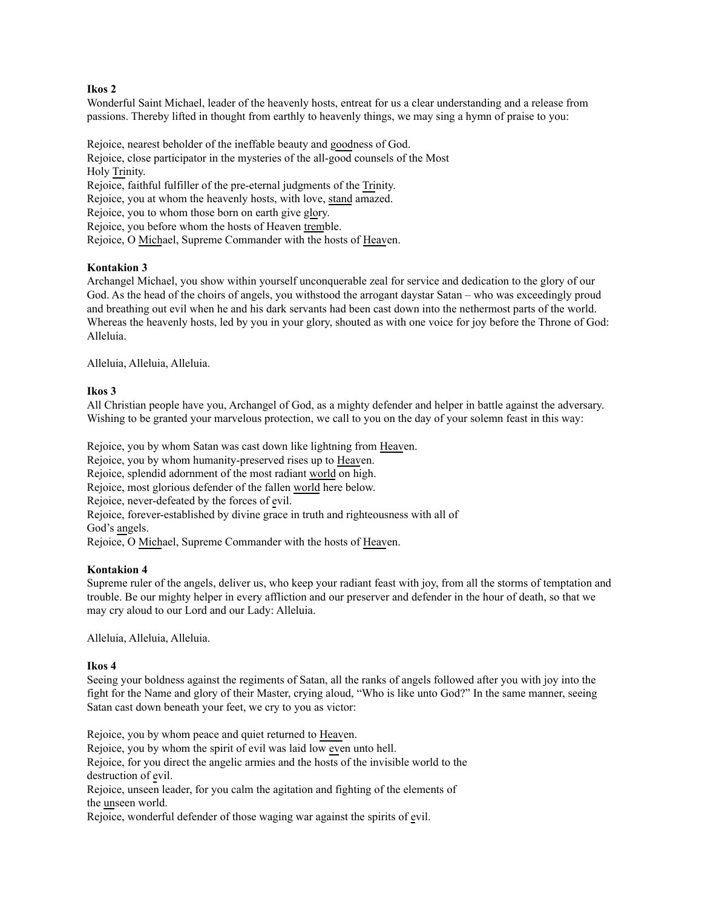**Ikos 2**

Wonderful Saint Michael, leader of the heavenly hosts, entreat for us a clear understanding and a release from passions. Thereby lifted in thought from earthly to heavenly things, we may sing a hymn of praise to you:

Rejoice, nearest beholder of the ineffable beauty and goodness of God.  
Rejoice, close participator in the mysteries of the all-good counsels of the Most Holy Trinity.  
Rejoice, faithful fulfiller of the pre-eternal judgments of the Trinity.  
Rejoice, you at whom the heavenly hosts, with love, stand amazed.  
Rejoice, you to whom those born on earth give glory.  
Rejoice, you before whom the hosts of Heaven tremble.  
Rejoice, O Michael, Supreme Commander with the hosts of Heaven.

**Kontakion 3**

Archangel Michael, you show within yourself unconquerable zeal for service and dedication to the glory of our God. As the head of the choirs of angels, you withstood the arrogant daystar Satan – who was exceedingly proud and breathing out evil when he and his dark servants had been cast down into the nethermost parts of the world. Whereas the heavenly hosts, led by you in your glory, shouted as with one voice for joy before the Throne of God: Alleluia.

Alleluia, Alleluia, Alleluia.

**Ikos 3**

All Christian people have you, Archangel of God, as a mighty defender and helper in battle against the adversary. Wishing to be granted your marvelous protection, we call to you on the day of your solemn feast in this way:

Rejoice, you by whom Satan was cast down like lightning from Heaven.  
Rejoice, you by whom humanity-preserved rises up to Heaven.  
Rejoice, splendid adornment of the most radiant world on high.  
Rejoice, most glorious defender of the fallen world here below.  
Rejoice, never-defeated by the forces of evil.  
Rejoice, forever-established by divine grace in truth and righteousness with all of God's angels.  
Rejoice, O Michael, Supreme Commander with the hosts of Heaven.

**Kontakion 4**

Supreme ruler of the angels, deliver us, who keep your radiant feast with joy, from all the storms of temptation and trouble. Be our mighty helper in every affliction and our preserver and defender in the hour of death, so that we may cry aloud to our Lord and our Lady: Alleluia.

Alleluia, Alleluia, Alleluia.

**Ikos 4**

Seeing your boldness against the regiments of Satan, all the ranks of angels followed after you with joy into the fight for the Name and glory of their Master, crying aloud, "Who is like unto God?" In the same manner, seeing Satan cast down beneath your feet, we cry to you as victor:

Rejoice, you by whom peace and quiet returned to Heaven.  
Rejoice, you by whom the spirit of evil was laid low even unto hell.  
Rejoice, for you direct the angelic armies and the hosts of the invisible world to the destruction of evil.  
Rejoice, unseen leader, for you calm the agitation and fighting of the elements of the unseen world.  
Rejoice, wonderful defender of those waging war against the spirits of evil.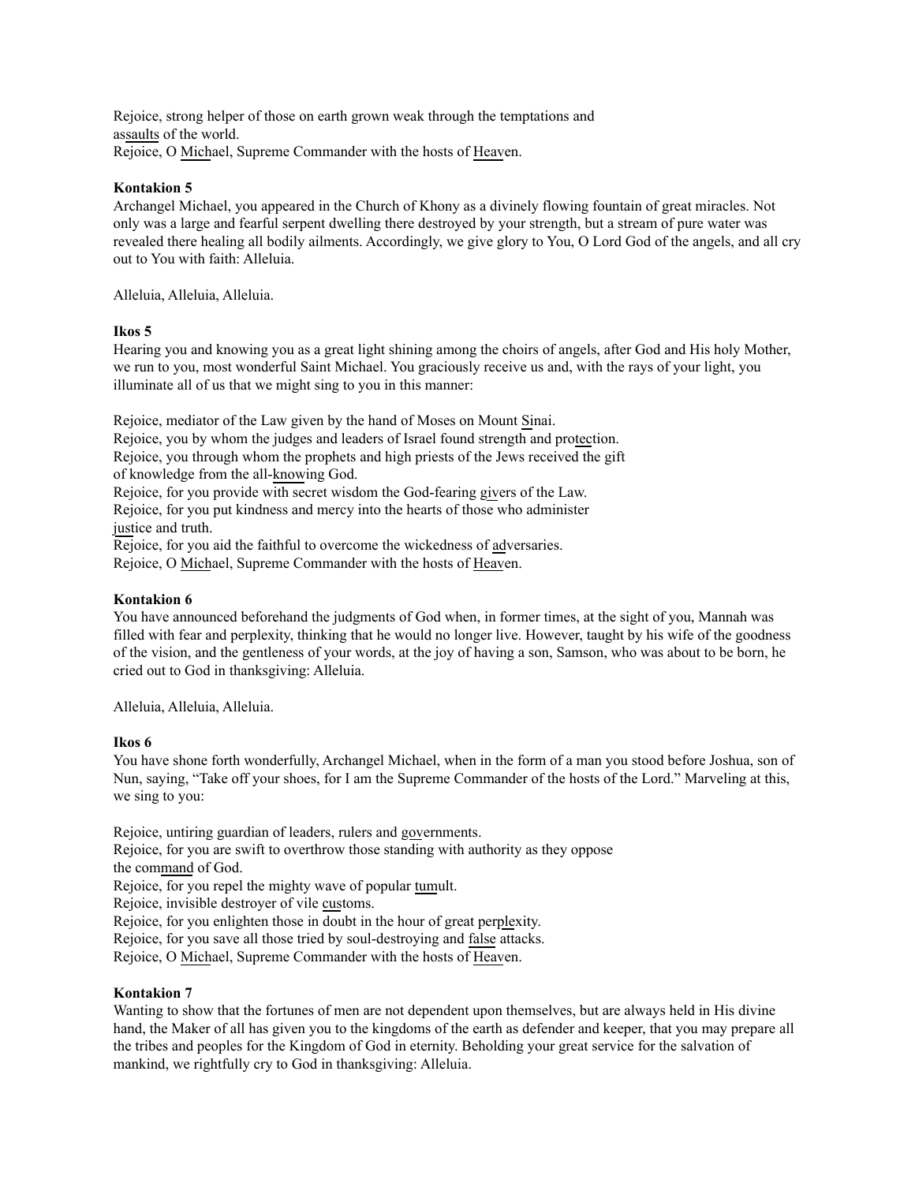Rejoice, strong helper of those on earth grown weak through the temptations and assaults of the world.
Rejoice, O Michael, Supreme Commander with the hosts of Heaven.

**Kontakion 5**
Archangel Michael, you appeared in the Church of Khony as a divinely flowing fountain of great miracles. Not only was a large and fearful serpent dwelling there destroyed by your strength, but a stream of pure water was revealed there healing all bodily ailments. Accordingly, we give glory to You, O Lord God of the angels, and all cry out to You with faith: Alleluia.

Alleluia, Alleluia, Alleluia.

**Ikos 5**
Hearing you and knowing you as a great light shining among the choirs of angels, after God and His holy Mother, we run to you, most wonderful Saint Michael. You graciously receive us and, with the rays of your light, you illuminate all of us that we might sing to you in this manner:

Rejoice, mediator of the Law given by the hand of Moses on Mount Sinai.
Rejoice, you by whom the judges and leaders of Israel found strength and protection.
Rejoice, you through whom the prophets and high priests of the Jews received the gift of knowledge from the all-knowing God.
Rejoice, for you provide with secret wisdom the God-fearing givers of the Law.
Rejoice, for you put kindness and mercy into the hearts of those who administer justice and truth.
Rejoice, for you aid the faithful to overcome the wickedness of adversaries.
Rejoice, O Michael, Supreme Commander with the hosts of Heaven.

**Kontakion 6**
You have announced beforehand the judgments of God when, in former times, at the sight of you, Mannah was filled with fear and perplexity, thinking that he would no longer live. However, taught by his wife of the goodness of the vision, and the gentleness of your words, at the joy of having a son, Samson, who was about to be born, he cried out to God in thanksgiving: Alleluia.

Alleluia, Alleluia, Alleluia.

**Ikos 6**
You have shone forth wonderfully, Archangel Michael, when in the form of a man you stood before Joshua, son of Nun, saying, "Take off your shoes, for I am the Supreme Commander of the hosts of the Lord." Marveling at this, we sing to you:

Rejoice, untiring guardian of leaders, rulers and governments.
Rejoice, for you are swift to overthrow those standing with authority as they oppose the command of God.
Rejoice, for you repel the mighty wave of popular tumult.
Rejoice, invisible destroyer of vile customs.
Rejoice, for you enlighten those in doubt in the hour of great perplexity.
Rejoice, for you save all those tried by soul-destroying and false attacks.
Rejoice, O Michael, Supreme Commander with the hosts of Heaven.

**Kontakion 7**
Wanting to show that the fortunes of men are not dependent upon themselves, but are always held in His divine hand, the Maker of all has given you to the kingdoms of the earth as defender and keeper, that you may prepare all the tribes and peoples for the Kingdom of God in eternity. Beholding your great service for the salvation of mankind, we rightfully cry to God in thanksgiving: Alleluia.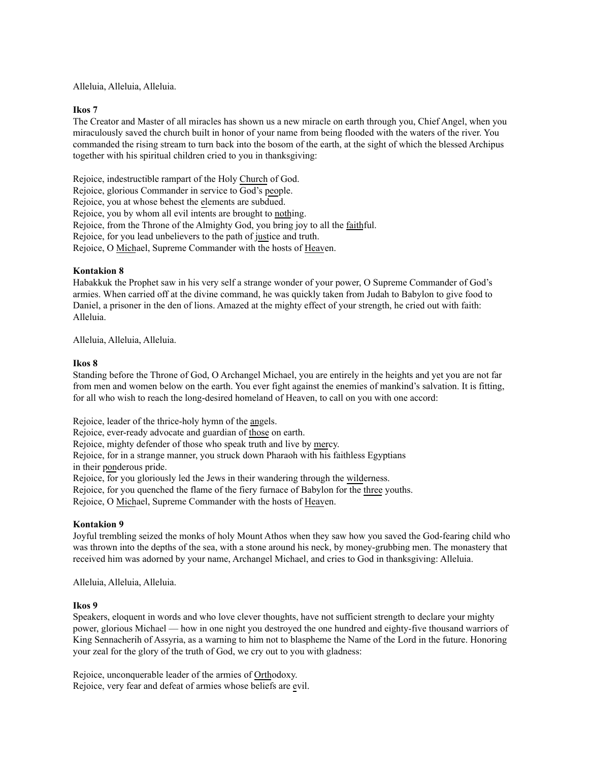Alleluia, Alleluia, Alleluia.

**Ikos 7**

The Creator and Master of all miracles has shown us a new miracle on earth through you, Chief Angel, when you miraculously saved the church built in honor of your name from being flooded with the waters of the river. You commanded the rising stream to turn back into the bosom of the earth, at the sight of which the blessed Archipus together with his spiritual children cried to you in thanksgiving:

Rejoice, indestructible rampart of the Holy Church of God.
Rejoice, glorious Commander in service to God's people.
Rejoice, you at whose behest the elements are subdued.
Rejoice, you by whom all evil intents are brought to nothing.
Rejoice, from the Throne of the Almighty God, you bring joy to all the faithful.
Rejoice, for you lead unbelievers to the path of justice and truth.
Rejoice, O Michael, Supreme Commander with the hosts of Heaven.

**Kontakion 8**

Habakkuk the Prophet saw in his very self a strange wonder of your power, O Supreme Commander of God's armies. When carried off at the divine command, he was quickly taken from Judah to Babylon to give food to Daniel, a prisoner in the den of lions. Amazed at the mighty effect of your strength, he cried out with faith: Alleluia.

Alleluia, Alleluia, Alleluia.

**Ikos 8**

Standing before the Throne of God, O Archangel Michael, you are entirely in the heights and yet you are not far from men and women below on the earth. You ever fight against the enemies of mankind's salvation. It is fitting, for all who wish to reach the long-desired homeland of Heaven, to call on you with one accord:

Rejoice, leader of the thrice-holy hymn of the angels.
Rejoice, ever-ready advocate and guardian of those on earth.
Rejoice, mighty defender of those who speak truth and live by mercy.
Rejoice, for in a strange manner, you struck down Pharaoh with his faithless Egyptians
in their ponderous pride.
Rejoice, for you gloriously led the Jews in their wandering through the wilderness.
Rejoice, for you quenched the flame of the fiery furnace of Babylon for the three youths.
Rejoice, O Michael, Supreme Commander with the hosts of Heaven.

**Kontakion 9**

Joyful trembling seized the monks of holy Mount Athos when they saw how you saved the God-fearing child who was thrown into the depths of the sea, with a stone around his neck, by money-grubbing men. The monastery that received him was adorned by your name, Archangel Michael, and cries to God in thanksgiving: Alleluia.

Alleluia, Alleluia, Alleluia.

**Ikos 9**

Speakers, eloquent in words and who love clever thoughts, have not sufficient strength to declare your mighty power, glorious Michael — how in one night you destroyed the one hundred and eighty-five thousand warriors of King Sennacherih of Assyria, as a warning to him not to blaspheme the Name of the Lord in the future. Honoring your zeal for the glory of the truth of God, we cry out to you with gladness:

Rejoice, unconquerable leader of the armies of Orthodoxy.
Rejoice, very fear and defeat of armies whose beliefs are evil.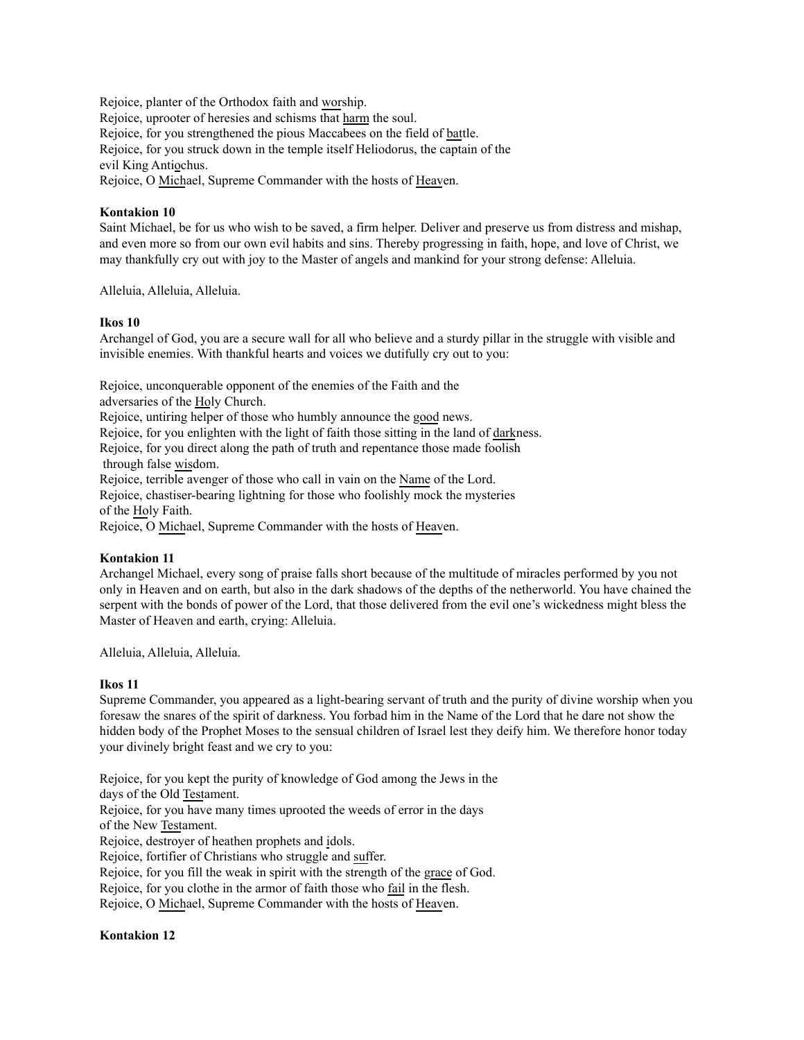Rejoice, planter of the Orthodox faith and <u>wor</u>ship.
Rejoice, uprooter of heresies and schisms that <u>harm</u> the soul.
Rejoice, for you strengthened the pious Maccabees on the field of <u>bat</u>tle.
Rejoice, for you struck down in the temple itself Heliodorus, the captain of the evil King Anti<u>o</u>chus.
Rejoice, O <u>Mich</u>ael, Supreme Commander with the hosts of <u>Heav</u>en.

**Kontakion 10**

Saint Michael, be for us who wish to be saved, a firm helper. Deliver and preserve us from distress and mishap, and even more so from our own evil habits and sins. Thereby progressing in faith, hope, and love of Christ, we may thankfully cry out with joy to the Master of angels and mankind for your strong defense: Alleluia.

Alleluia, Alleluia, Alleluia.

**Ikos 10**

Archangel of God, you are a secure wall for all who believe and a sturdy pillar in the struggle with visible and invisible enemies. With thankful hearts and voices we dutifully cry out to you:

Rejoice, unconquerable opponent of the enemies of the Faith and the adversaries of the <u>Ho</u>ly Church.
Rejoice, untiring helper of those who humbly announce the <u>good</u> news.
Rejoice, for you enlighten with the light of faith those sitting in the land of <u>dark</u>ness.
Rejoice, for you direct along the path of truth and repentance those made foolish through false <u>wis</u>dom.
Rejoice, terrible avenger of those who call in vain on the <u>Name</u> of the Lord.
Rejoice, chastiser-bearing lightning for those who foolishly mock the mysteries of the <u>Ho</u>ly Faith.
Rejoice, O <u>Mich</u>ael, Supreme Commander with the hosts of <u>Heav</u>en.

**Kontakion 11**

Archangel Michael, every song of praise falls short because of the multitude of miracles performed by you not only in Heaven and on earth, but also in the dark shadows of the depths of the netherworld. You have chained the serpent with the bonds of power of the Lord, that those delivered from the evil one's wickedness might bless the Master of Heaven and earth, crying: Alleluia.

Alleluia, Alleluia, Alleluia.

**Ikos 11**

Supreme Commander, you appeared as a light-bearing servant of truth and the purity of divine worship when you foresaw the snares of the spirit of darkness. You forbad him in the Name of the Lord that he dare not show the hidden body of the Prophet Moses to the sensual children of Israel lest they deify him. We therefore honor today your divinely bright feast and we cry to you:

Rejoice, for you kept the purity of knowledge of God among the Jews in the days of the Old <u>Test</u>ament.
Rejoice, for you have many times uprooted the weeds of error in the days of the New <u>Test</u>ament.
Rejoice, destroyer of heathen prophets and <u>i</u>dols.
Rejoice, fortifier of Christians who struggle and <u>suf</u>fer.
Rejoice, for you fill the weak in spirit with the strength of the <u>grace</u> of God.
Rejoice, for you clothe in the armor of faith those who <u>fail</u> in the flesh.
Rejoice, O <u>Mich</u>ael, Supreme Commander with the hosts of <u>Heav</u>en.

**Kontakion 12**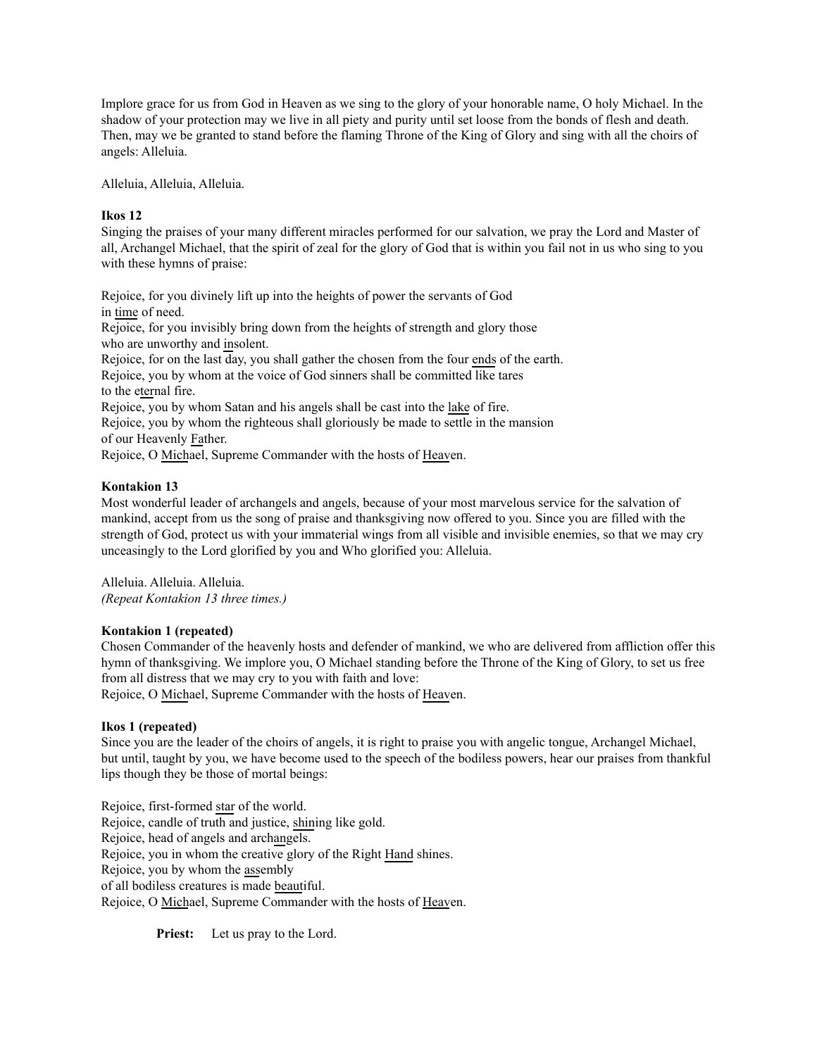Implore grace for us from God in Heaven as we sing to the glory of your honorable name, O holy Michael. In the shadow of your protection may we live in all piety and purity until set loose from the bonds of flesh and death. Then, may we be granted to stand before the flaming Throne of the King of Glory and sing with all the choirs of angels: Alleluia.

Alleluia, Alleluia, Alleluia.

**Ikos 12**
Singing the praises of your many different miracles performed for our salvation, we pray the Lord and Master of all, Archangel Michael, that the spirit of zeal for the glory of God that is within you fail not in us who sing to you with these hymns of praise:

Rejoice, for you divinely lift up into the heights of power the servants of God
in time of need.
Rejoice, for you invisibly bring down from the heights of strength and glory those
who are unworthy and insolent.
Rejoice, for on the last day, you shall gather the chosen from the four ends of the earth.
Rejoice, you by whom at the voice of God sinners shall be committed like tares
to the eternal fire.
Rejoice, you by whom Satan and his angels shall be cast into the lake of fire.
Rejoice, you by whom the righteous shall gloriously be made to settle in the mansion
of our Heavenly Father.
Rejoice, O Michael, Supreme Commander with the hosts of Heaven.

**Kontakion 13**
Most wonderful leader of archangels and angels, because of your most marvelous service for the salvation of mankind, accept from us the song of praise and thanksgiving now offered to you. Since you are filled with the strength of God, protect us with your immaterial wings from all visible and invisible enemies, so that we may cry unceasingly to the Lord glorified by you and Who glorified you: Alleluia.

Alleluia. Alleluia. Alleluia.
*(Repeat Kontakion 13 three times.)*

**Kontakion 1 (repeated)**
Chosen Commander of the heavenly hosts and defender of mankind, we who are delivered from affliction offer this hymn of thanksgiving. We implore you, O Michael standing before the Throne of the King of Glory, to set us free from all distress that we may cry to you with faith and love:
Rejoice, O Michael, Supreme Commander with the hosts of Heaven.

**Ikos 1 (repeated)**
Since you are the leader of the choirs of angels, it is right to praise you with angelic tongue, Archangel Michael, but until, taught by you, we have become used to the speech of the bodiless powers, hear our praises from thankful lips though they be those of mortal beings:

Rejoice, first-formed star of the world.
Rejoice, candle of truth and justice, shining like gold.
Rejoice, head of angels and archangels.
Rejoice, you in whom the creative glory of the Right Hand shines.
Rejoice, you by whom the assembly
of all bodiless creatures is made beautiful.
Rejoice, O Michael, Supreme Commander with the hosts of Heaven.

**Priest:** Let us pray to the Lord.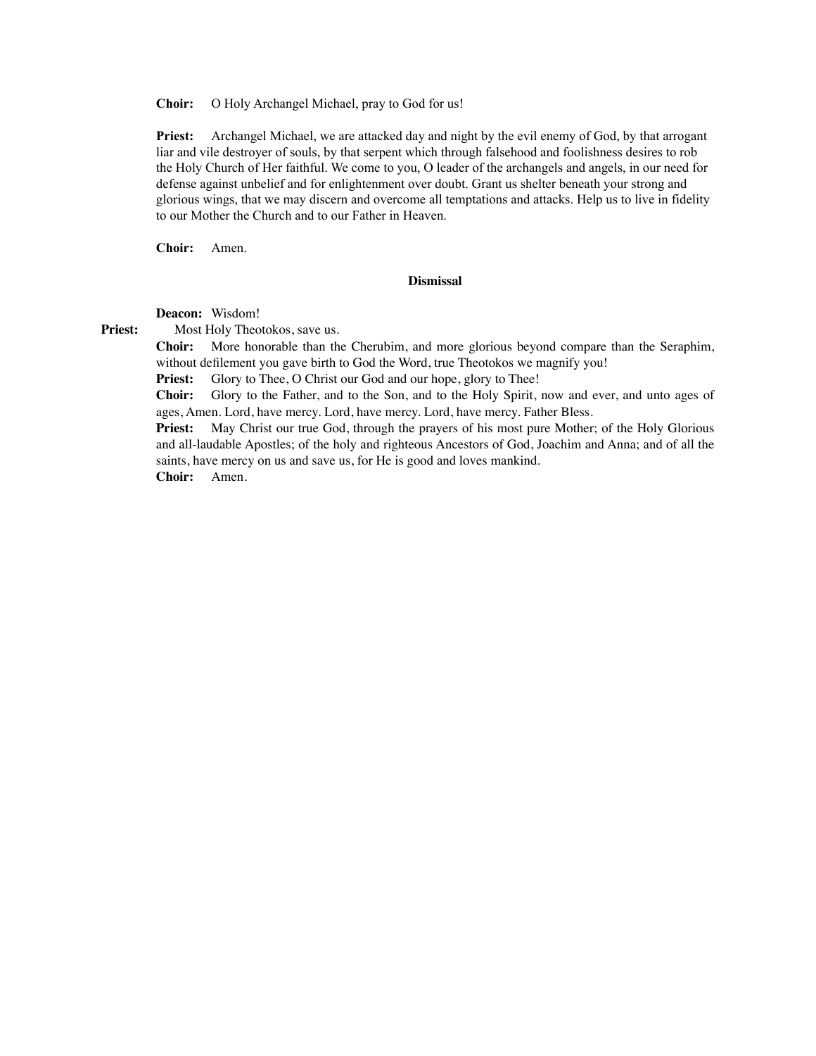**Choir:** O Holy Archangel Michael, pray to God for us!

**Priest:** Archangel Michael, we are attacked day and night by the evil enemy of God, by that arrogant liar and vile destroyer of souls, by that serpent which through falsehood and foolishness desires to rob the Holy Church of Her faithful. We come to you, O leader of the archangels and angels, in our need for defense against unbelief and for enlightenment over doubt. Grant us shelter beneath your strong and glorious wings, that we may discern and overcome all temptations and attacks. Help us to live in fidelity to our Mother the Church and to our Father in Heaven.

**Choir:** Amen.

### Dismissal

**Deacon:** Wisdom!

**Priest:** Most Holy Theotokos, save us.

**Choir:** More honorable than the Cherubim, and more glorious beyond compare than the Seraphim, without defilement you gave birth to God the Word, true Theotokos we magnify you!

**Priest:** Glory to Thee, O Christ our God and our hope, glory to Thee!

**Choir:** Glory to the Father, and to the Son, and to the Holy Spirit, now and ever, and unto ages of ages, Amen. Lord, have mercy. Lord, have mercy. Lord, have mercy. Father Bless.

**Priest:** May Christ our true God, through the prayers of his most pure Mother; of the Holy Glorious and all-laudable Apostles; of the holy and righteous Ancestors of God, Joachim and Anna; and of all the saints, have mercy on us and save us, for He is good and loves mankind.

**Choir:** Amen.